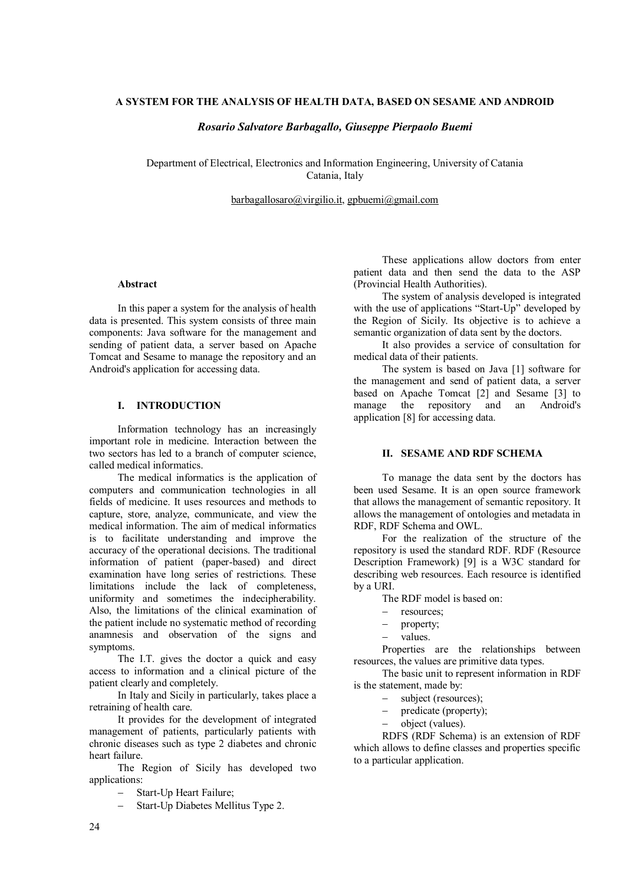# A SYSTEM FOR THE ANALYSIS OF HEALTH DATA, BASED ON SESAME AND ANDROID

***Rosario Salvatore Barbagallo, Giuseppe Pierpaolo Buemi***

Department of Electrical, Electronics and Information Engineering, University of Catania
Catania, Italy

barbagallosaro@virgilio.it, gpbuemi@gmail.com

### Abstract

In this paper a system for the analysis of health data is presented. This system consists of three main components: Java software for the management and sending of patient data, a server based on Apache Tomcat and Sesame to manage the repository and an Android's application for accessing data.

## I. INTRODUCTION

Information technology has an increasingly important role in medicine. Interaction between the two sectors has led to a branch of computer science, called medical informatics.

The medical informatics is the application of computers and communication technologies in all fields of medicine. It uses resources and methods to capture, store, analyze, communicate, and view the medical information. The aim of medical informatics is to facilitate understanding and improve the accuracy of the operational decisions. The traditional information of patient (paper-based) and direct examination have long series of restrictions. These limitations include the lack of completeness, uniformity and sometimes the indecipherability. Also, the limitations of the clinical examination of the patient include no systematic method of recording anamnesis and observation of the signs and symptoms.

The I.T. gives the doctor a quick and easy access to information and a clinical picture of the patient clearly and completely.

In Italy and Sicily in particularly, takes place a retraining of health care.

It provides for the development of integrated management of patients, particularly patients with chronic diseases such as type 2 diabetes and chronic heart failure.

The Region of Sicily has developed two applications:

- Start-Up Heart Failure;
- Start-Up Diabetes Mellitus Type 2.

These applications allow doctors from enter patient data and then send the data to the ASP (Provincial Health Authorities).

The system of analysis developed is integrated with the use of applications "Start-Up" developed by the Region of Sicily. Its objective is to achieve a semantic organization of data sent by the doctors.

It also provides a service of consultation for medical data of their patients.

The system is based on Java [1] software for the management and send of patient data, a server based on Apache Tomcat [2] and Sesame [3] to manage the repository and an Android's application [8] for accessing data.

## II. SESAME AND RDF SCHEMA

To manage the data sent by the doctors has been used Sesame. It is an open source framework that allows the management of semantic repository. It allows the management of ontologies and metadata in RDF, RDF Schema and OWL.

For the realization of the structure of the repository is used the standard RDF. RDF (Resource Description Framework) [9] is a W3C standard for describing web resources. Each resource is identified by a URI.

The RDF model is based on:

- resources;
- property;
- values.

Properties are the relationships between resources, the values are primitive data types.

The basic unit to represent information in RDF is the statement, made by:

- subject (resources);
- predicate (property);
- object (values).

RDFS (RDF Schema) is an extension of RDF which allows to define classes and properties specific to a particular application.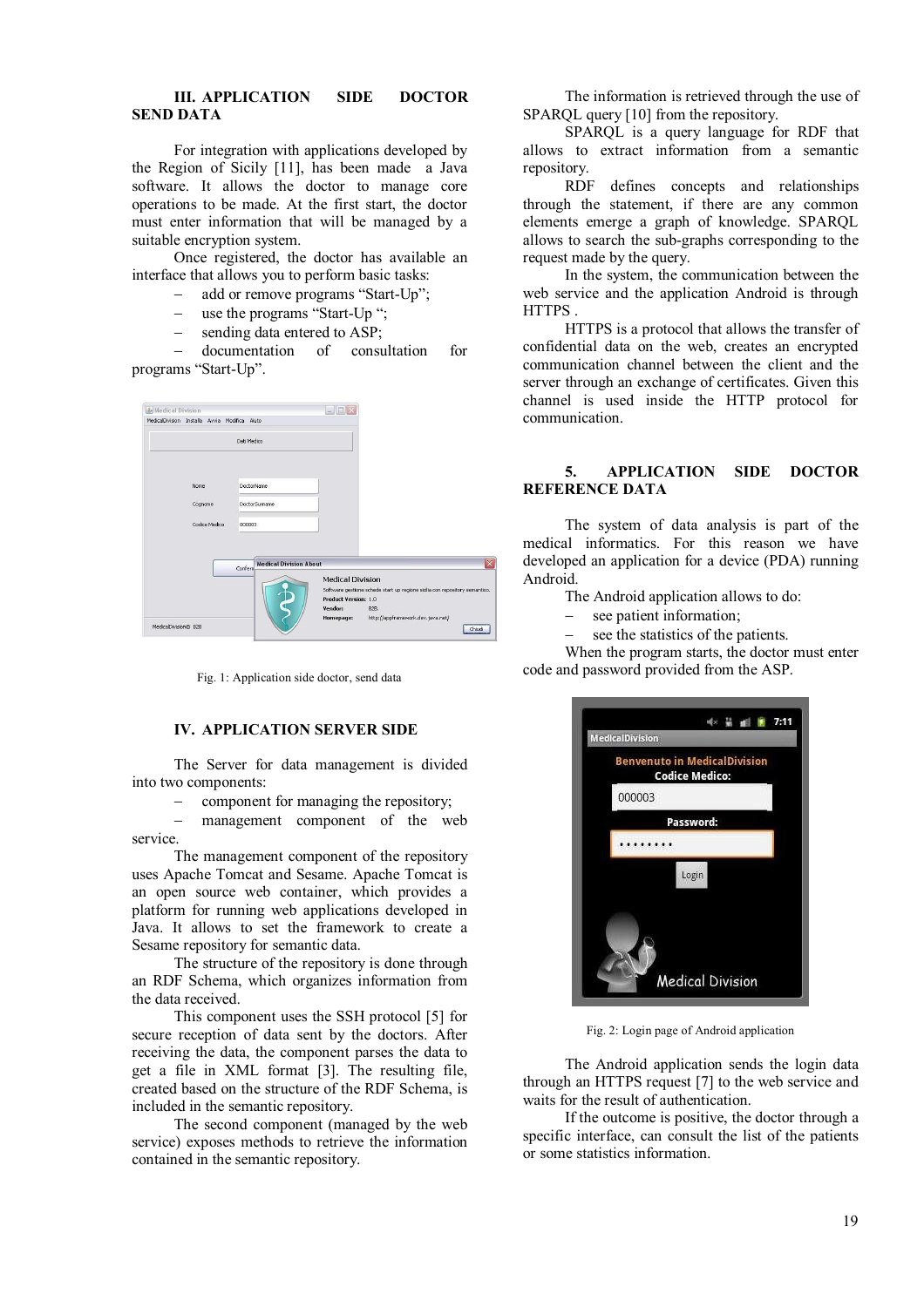### III. APPLICATION SIDE DOCTOR SEND DATA

For integration with applications developed by the Region of Sicily [11], has been made a Java software. It allows the doctor to manage core operations to be made. At the first start, the doctor must enter information that will be managed by a suitable encryption system.

Once registered, the doctor has available an interface that allows you to perform basic tasks:

- add or remove programs "Start-Up";
- use the programs "Start-Up ";
- sending data entered to ASP;
- documentation of consultation for programs "Start-Up".

Fig. 1: Application side doctor, send data

### IV. APPLICATION SERVER SIDE

The Server for data management is divided into two components:

- component for managing the repository;
- management component of the web service.

The management component of the repository uses Apache Tomcat and Sesame. Apache Tomcat is an open source web container, which provides a platform for running web applications developed in Java. It allows to set the framework to create a Sesame repository for semantic data.

The structure of the repository is done through an RDF Schema, which organizes information from the data received.

This component uses the SSH protocol [5] for secure reception of data sent by the doctors. After receiving the data, the component parses the data to get a file in XML format [3]. The resulting file, created based on the structure of the RDF Schema, is included in the semantic repository.

The second component (managed by the web service) exposes methods to retrieve the information contained in the semantic repository.

The information is retrieved through the use of SPARQL query [10] from the repository.

SPARQL is a query language for RDF that allows to extract information from a semantic repository.

RDF defines concepts and relationships through the statement, if there are any common elements emerge a graph of knowledge. SPARQL allows to search the sub-graphs corresponding to the request made by the query.

In the system, the communication between the web service and the application Android is through HTTPS .

HTTPS is a protocol that allows the transfer of confidential data on the web, creates an encrypted communication channel between the client and the server through an exchange of certificates. Given this channel is used inside the HTTP protocol for communication.

### 5. APPLICATION SIDE DOCTOR REFERENCE DATA

The system of data analysis is part of the medical informatics. For this reason we have developed an application for a device (PDA) running Android.

The Android application allows to do:

- see patient information;
- see the statistics of the patients.

When the program starts, the doctor must enter code and password provided from the ASP.

Fig. 2: Login page of Android application

The Android application sends the login data through an HTTPS request [7] to the web service and waits for the result of authentication.

If the outcome is positive, the doctor through a specific interface, can consult the list of the patients or some statistics information.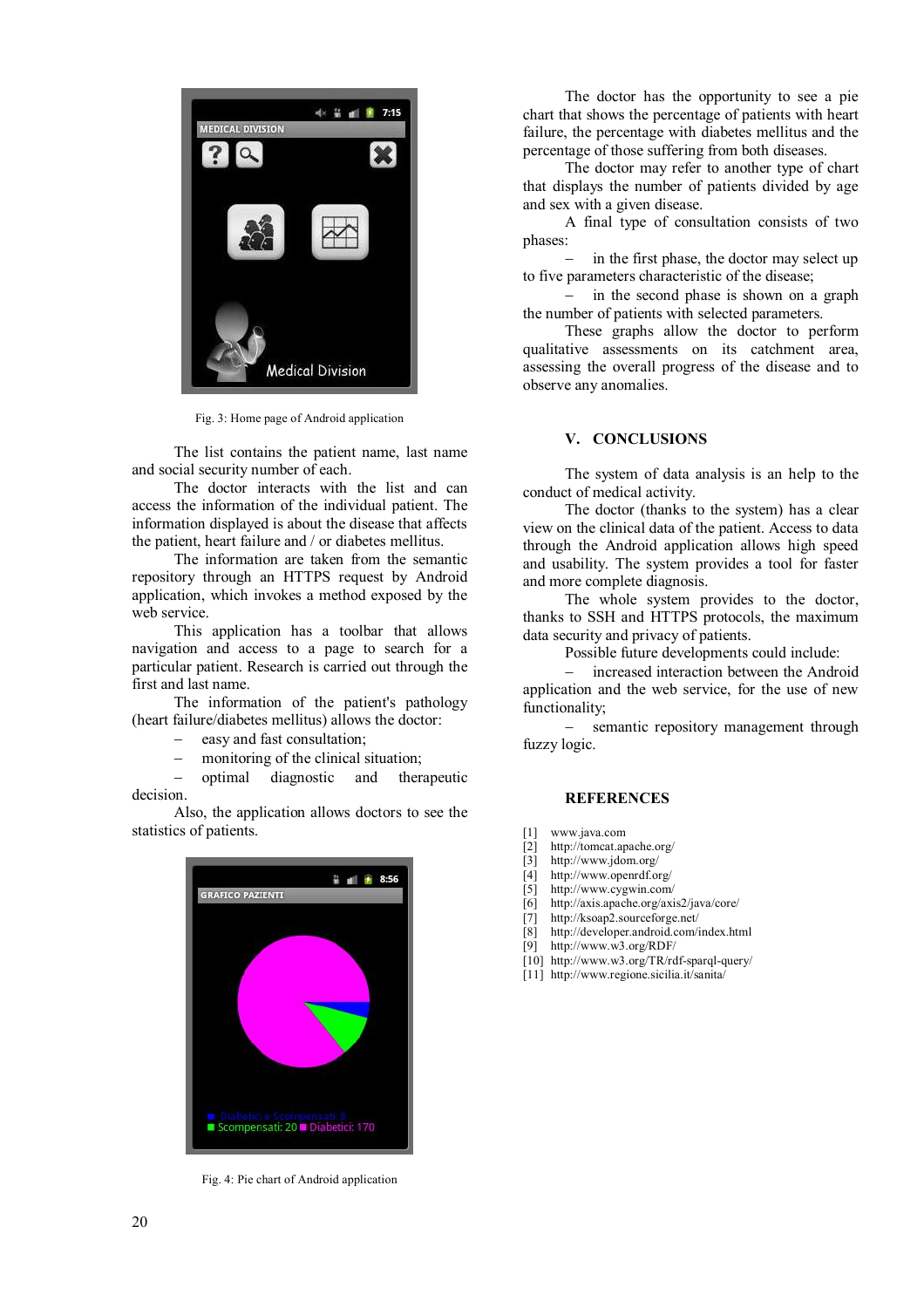MEDICAL DIVISION

Medical Division

Fig. 3: Home page of Android application

The list contains the patient name, last name and social security number of each.

The doctor interacts with the list and can access the information of the individual patient. The information displayed is about the disease that affects the patient, heart failure and / or diabetes mellitus.

The information are taken from the semantic repository through an HTTPS request by Android application, which invokes a method exposed by the web service.

This application has a toolbar that allows navigation and access to a page to search for a particular patient. Research is carried out through the first and last name.

The information of the patient's pathology (heart failure/diabetes mellitus) allows the doctor:

- easy and fast consultation;
- monitoring of the clinical situation;
- optimal diagnostic and therapeutic decision.

Also, the application allows doctors to see the statistics of patients.

GRAFICO PAZIENTI

Diabetici e Scompensati: 8

Scompensati: 20 Diabetici: 170

Fig. 4: Pie chart of Android application

The doctor has the opportunity to see a pie chart that shows the percentage of patients with heart failure, the percentage with diabetes mellitus and the percentage of those suffering from both diseases.

The doctor may refer to another type of chart that displays the number of patients divided by age and sex with a given disease.

A final type of consultation consists of two phases:

- in the first phase, the doctor may select up to five parameters characteristic of the disease;
- in the second phase is shown on a graph the number of patients with selected parameters.

These graphs allow the doctor to perform qualitative assessments on its catchment area, assessing the overall progress of the disease and to observe any anomalies.

## V. CONCLUSIONS

The system of data analysis is an help to the conduct of medical activity.

The doctor (thanks to the system) has a clear view on the clinical data of the patient. Access to data through the Android application allows high speed and usability. The system provides a tool for faster and more complete diagnosis.

The whole system provides to the doctor, thanks to SSH and HTTPS protocols, the maximum data security and privacy of patients.

Possible future developments could include:

- increased interaction between the Android application and the web service, for the use of new functionality;
- semantic repository management through fuzzy logic.

## REFERENCES

[1] www.java.com
[2] http://tomcat.apache.org/
[3] http://www.jdom.org/
[4] http://www.openrdf.org/
[5] http://www.cygwin.com/
[6] http://axis.apache.org/axis2/java/core/
[7] http://ksoap2.sourceforge.net/
[8] http://developer.android.com/index.html
[9] http://www.w3.org/RDF/
[10] http://www.w3.org/TR/rdf-sparql-query/
[11] http://www.regione.sicilia.it/sanita/